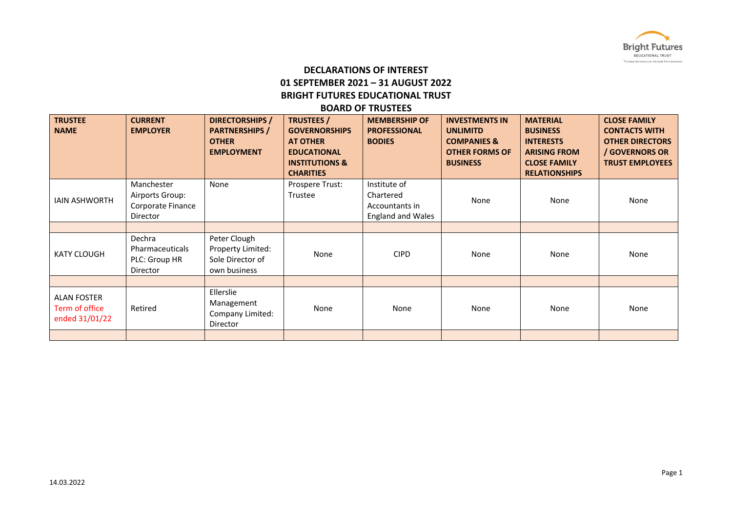# DECLARATIONS OF INTEREST
## 01 SEPTEMBER 2021 – 31 AUGUST 2022
## BRIGHT FUTURES EDUCATIONAL TRUST
## BOARD OF TRUSTEES

| TRUSTEE NAME | CURRENT EMPLOYER | DIRECTORSHIPS / PARTNERSHIPS / OTHER EMPLOYMENT | TRUSTEES / GOVERNORSHIPS AT OTHER EDUCATIONAL INSTITUTIONS & CHARITIES | MEMBERSHIP OF PROFESSIONAL BODIES | INVESTMENTS IN UNLIMITD COMPANIES & OTHER FORMS OF BUSINESS | MATERIAL BUSINESS INTERESTS ARISING FROM CLOSE FAMILY RELATIONSHIPS | CLOSE FAMILY CONTACTS WITH OTHER DIRECTORS / GOVERNORS OR TRUST EMPLOYEES |
|---|---|---|---|---|---|---|---|
| IAIN ASHWORTH | Manchester Airports Group: Corporate Finance Director | None | Prospere Trust: Trustee | Institute of Chartered Accountants in England and Wales | None | None | None |
| | | | | | | | |
| KATY CLOUGH | Dechra Pharmaceuticals PLC: Group HR Director | Peter Clough Property Limited: Sole Director of own business | None | CIPD | None | None | None |
| | | | | | | | |
| ALAN FOSTER Term of office ended 31/01/22 | Retired | Ellerslie Management Company Limited: Director | None | None | None | None | None |
| | | | | | | | |

14.03.2022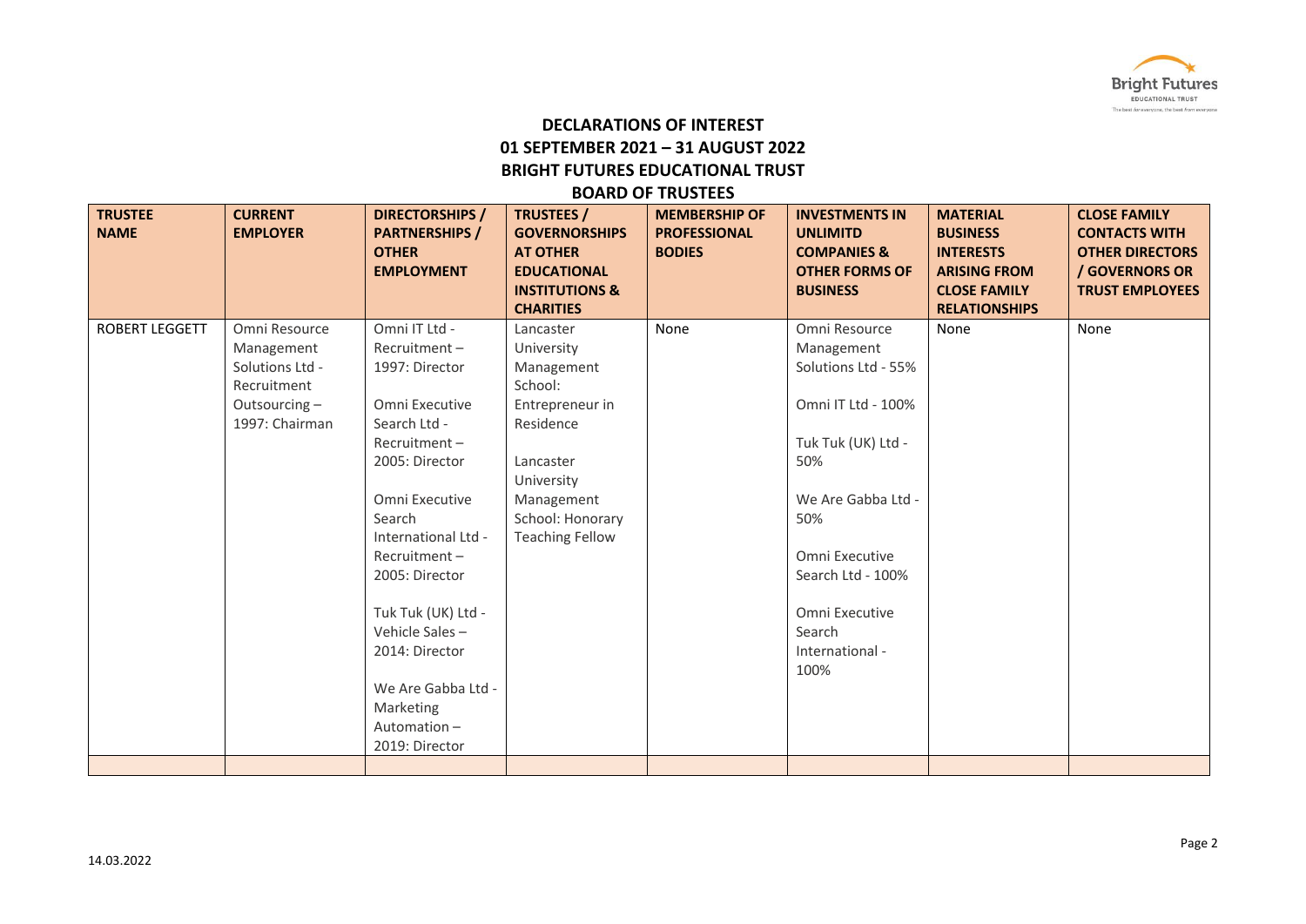**DECLARATIONS OF INTEREST**
**01 SEPTEMBER 2021 – 31 AUGUST 2022**
**BRIGHT FUTURES EDUCATIONAL TRUST**
**BOARD OF TRUSTEES**

| TRUSTEE NAME | CURRENT EMPLOYER | DIRECTORSHIPS / PARTNERSHIPS / OTHER EMPLOYMENT | TRUSTEES / GOVERNORSHIPS AT OTHER EDUCATIONAL INSTITUTIONS & CHARITIES | MEMBERSHIP OF PROFESSIONAL BODIES | INVESTMENTS IN UNLIMITD COMPANIES & OTHER FORMS OF BUSINESS | MATERIAL BUSINESS INTERESTS ARISING FROM CLOSE FAMILY RELATIONSHIPS | CLOSE FAMILY CONTACTS WITH OTHER DIRECTORS / GOVERNORS OR TRUST EMPLOYEES |
|---|---|---|---|---|---|---|---|
| ROBERT LEGGETT | Omni Resource Management Solutions Ltd - Recruitment Outsourcing – 1997: Chairman | Omni IT Ltd - Recruitment – 1997: Director<br><br>Omni Executive Search Ltd - Recruitment – 2005: Director<br><br>Omni Executive Search International Ltd - Recruitment – 2005: Director<br><br>Tuk Tuk (UK) Ltd - Vehicle Sales – 2014: Director<br><br>We Are Gabba Ltd - Marketing Automation – 2019: Director | Lancaster University Management School: Entrepreneur in Residence<br><br>Lancaster University Management School: Honorary Teaching Fellow | None | Omni Resource Management Solutions Ltd - 55%<br><br>Omni IT Ltd - 100%<br><br>Tuk Tuk (UK) Ltd - 50%<br><br>We Are Gabba Ltd - 50%<br><br>Omni Executive Search Ltd - 100%<br><br>Omni Executive Search International - 100% | None | None |
| | | | | | | | |

14.03.2022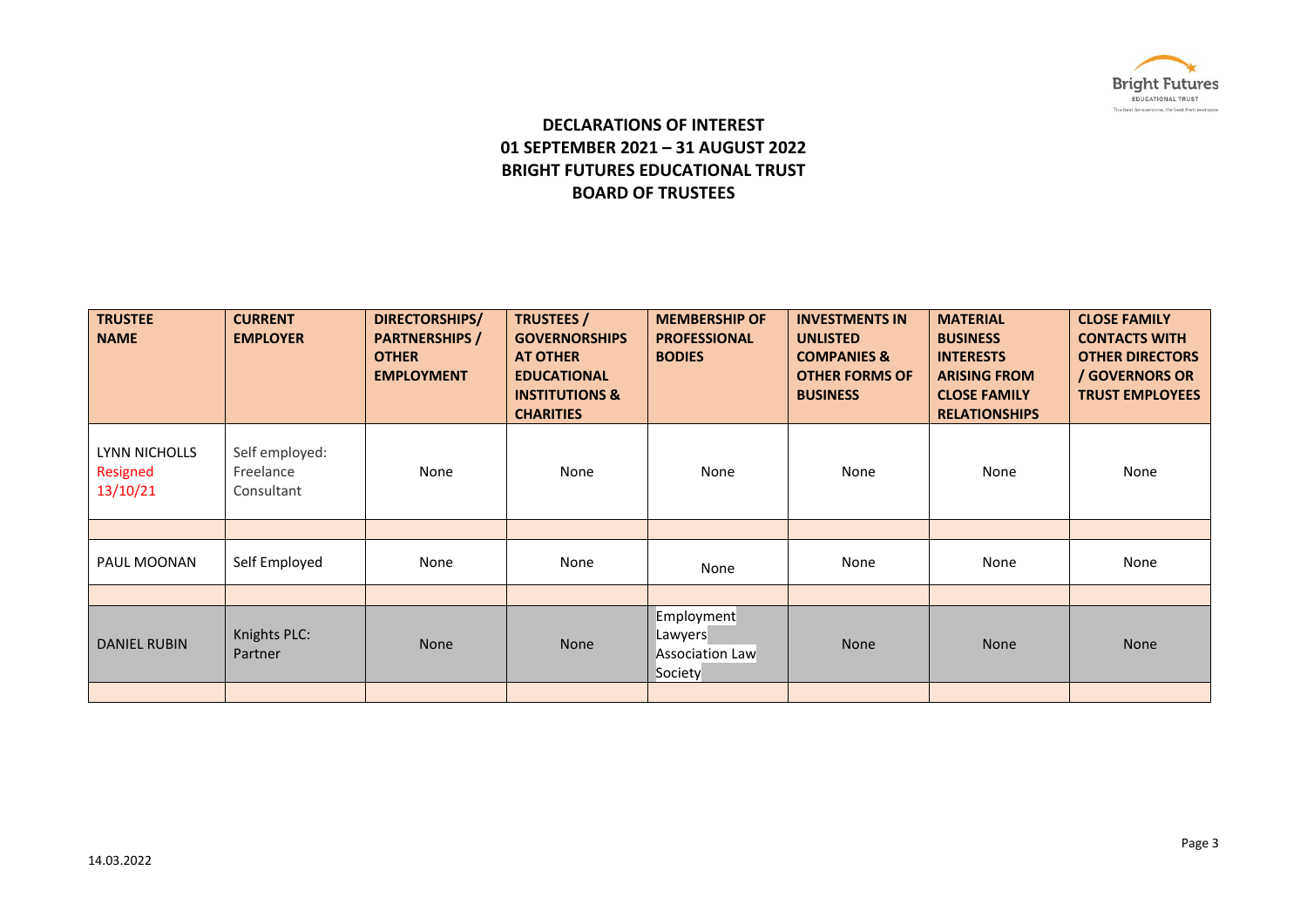**DECLARATIONS OF INTEREST**
**01 SEPTEMBER 2021 – 31 AUGUST 2022**
**BRIGHT FUTURES EDUCATIONAL TRUST**
**BOARD OF TRUSTEES**

| TRUSTEE NAME | CURRENT EMPLOYER | DIRECTORSHIPS/ PARTNERSHIPS / OTHER EMPLOYMENT | TRUSTEES / GOVERNORSHIPS AT OTHER EDUCATIONAL INSTITUTIONS & CHARITIES | MEMBERSHIP OF PROFESSIONAL BODIES | INVESTMENTS IN UNLISTED COMPANIES & OTHER FORMS OF BUSINESS | MATERIAL BUSINESS INTERESTS ARISING FROM CLOSE FAMILY RELATIONSHIPS | CLOSE FAMILY CONTACTS WITH OTHER DIRECTORS / GOVERNORS OR TRUST EMPLOYEES |
|---|---|---|---|---|---|---|---|
| LYNN NICHOLLS Resigned 13/10/21 | Self employed: Freelance Consultant | None | None | None | None | None | None |
| | | | | | | | |
| PAUL MOONAN | Self Employed | None | None | None | None | None | None |
| | | | | | | | |
| DANIEL RUBIN | Knights PLC: Partner | None | None | Employment Lawyers Association Law Society | None | None | None |
| | | | | | | | |

14.03.2022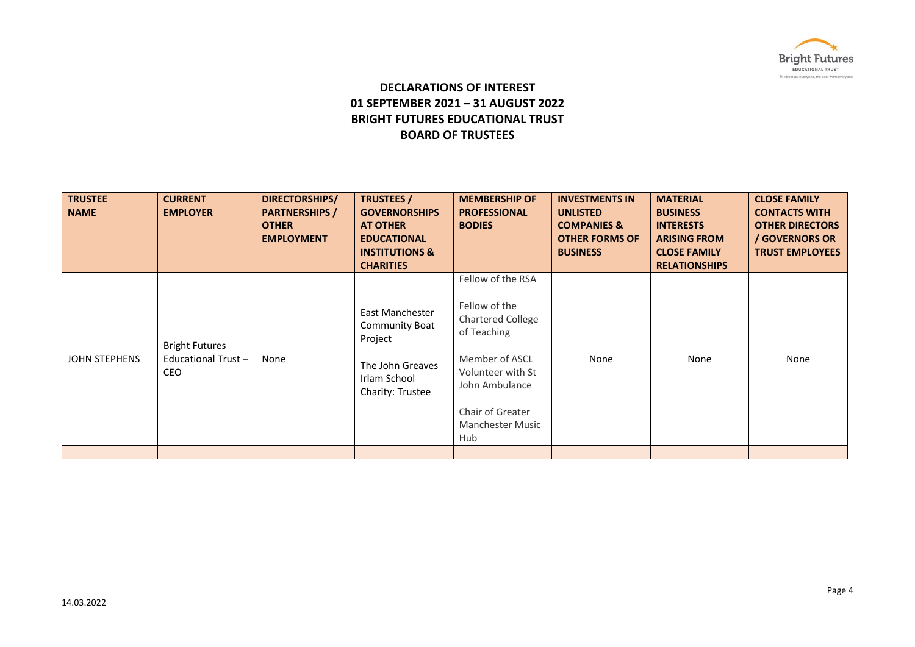**DECLARATIONS OF INTEREST**
**01 SEPTEMBER 2021 – 31 AUGUST 2022**
**BRIGHT FUTURES EDUCATIONAL TRUST**
**BOARD OF TRUSTEES**

| TRUSTEE NAME | CURRENT EMPLOYER | DIRECTORSHIPS/ PARTNERSHIPS / OTHER EMPLOYMENT | TRUSTEES / GOVERNORSHIPS AT OTHER EDUCATIONAL INSTITUTIONS & CHARITIES | MEMBERSHIP OF PROFESSIONAL BODIES | INVESTMENTS IN UNLISTED COMPANIES & OTHER FORMS OF BUSINESS | MATERIAL BUSINESS INTERESTS ARISING FROM CLOSE FAMILY RELATIONSHIPS | CLOSE FAMILY CONTACTS WITH OTHER DIRECTORS / GOVERNORS OR TRUST EMPLOYEES |
|---|---|---|---|---|---|---|---|
| JOHN STEPHENS | Bright Futures Educational Trust – CEO | None | East Manchester Community Boat Project<br><br>The John Greaves Irlam School Charity: Trustee | Fellow of the RSA<br><br>Fellow of the Chartered College of Teaching<br><br>Member of ASCL Volunteer with St John Ambulance<br><br>Chair of Greater Manchester Music Hub | None | None | None |
| | | | | | | | |

14.03.2022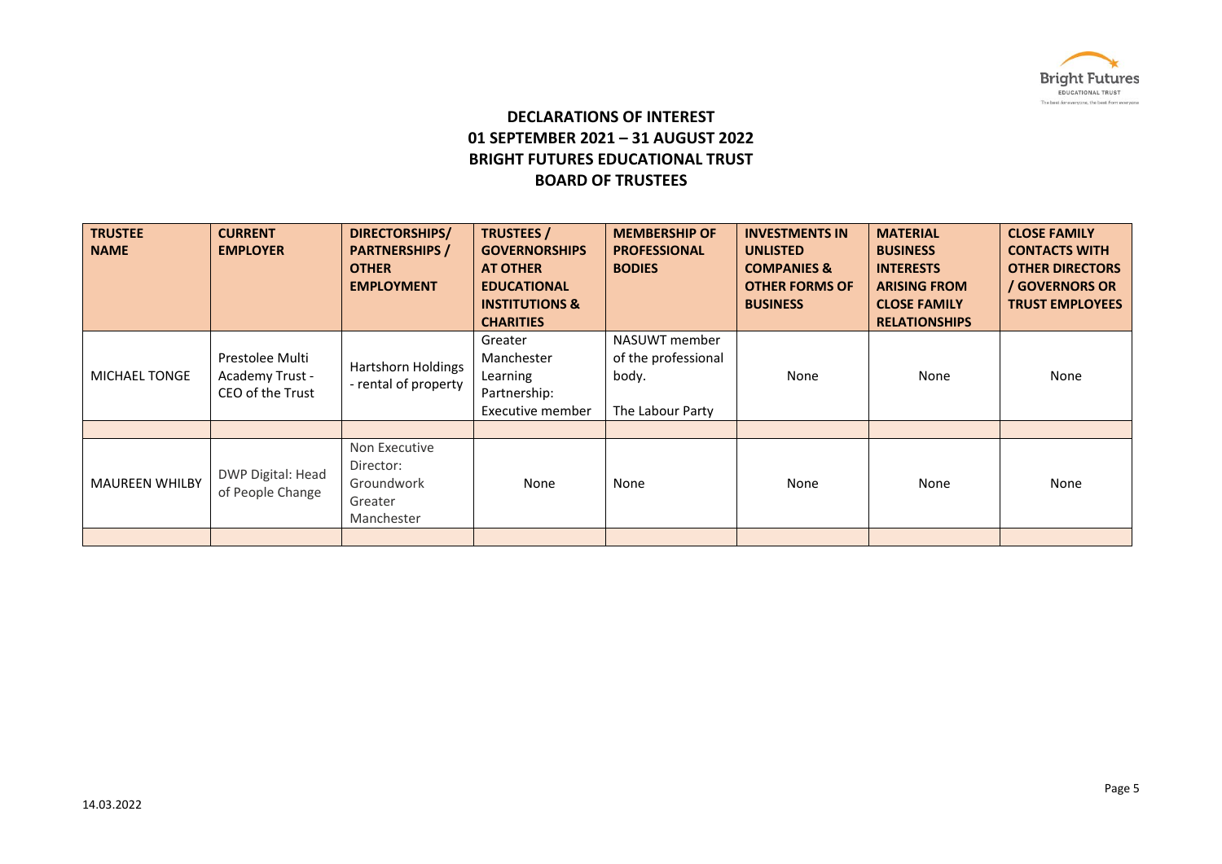## DECLARATIONS OF INTEREST
## 01 SEPTEMBER 2021 – 31 AUGUST 2022
## BRIGHT FUTURES EDUCATIONAL TRUST
## BOARD OF TRUSTEES

| TRUSTEE NAME | CURRENT EMPLOYER | DIRECTORSHIPS/ PARTNERSHIPS / OTHER EMPLOYMENT | TRUSTEES / GOVERNORSHIPS AT OTHER EDUCATIONAL INSTITUTIONS & CHARITIES | MEMBERSHIP OF PROFESSIONAL BODIES | INVESTMENTS IN UNLISTED COMPANIES & OTHER FORMS OF BUSINESS | MATERIAL BUSINESS INTERESTS ARISING FROM CLOSE FAMILY RELATIONSHIPS | CLOSE FAMILY CONTACTS WITH OTHER DIRECTORS / GOVERNORS OR TRUST EMPLOYEES |
|---|---|---|---|---|---|---|---|
| MICHAEL TONGE | Prestolee Multi Academy Trust - CEO of the Trust | Hartshorn Holdings - rental of property | Greater Manchester Learning Partnership: Executive member | NASUWT member of the professional body. The Labour Party | None | None | None |
| | | | | | | | |
| MAUREEN WHILBY | DWP Digital: Head of People Change | Non Executive Director: Groundwork Greater Manchester | None | None | None | None | None |
| | | | | | | | |

14.03.2022